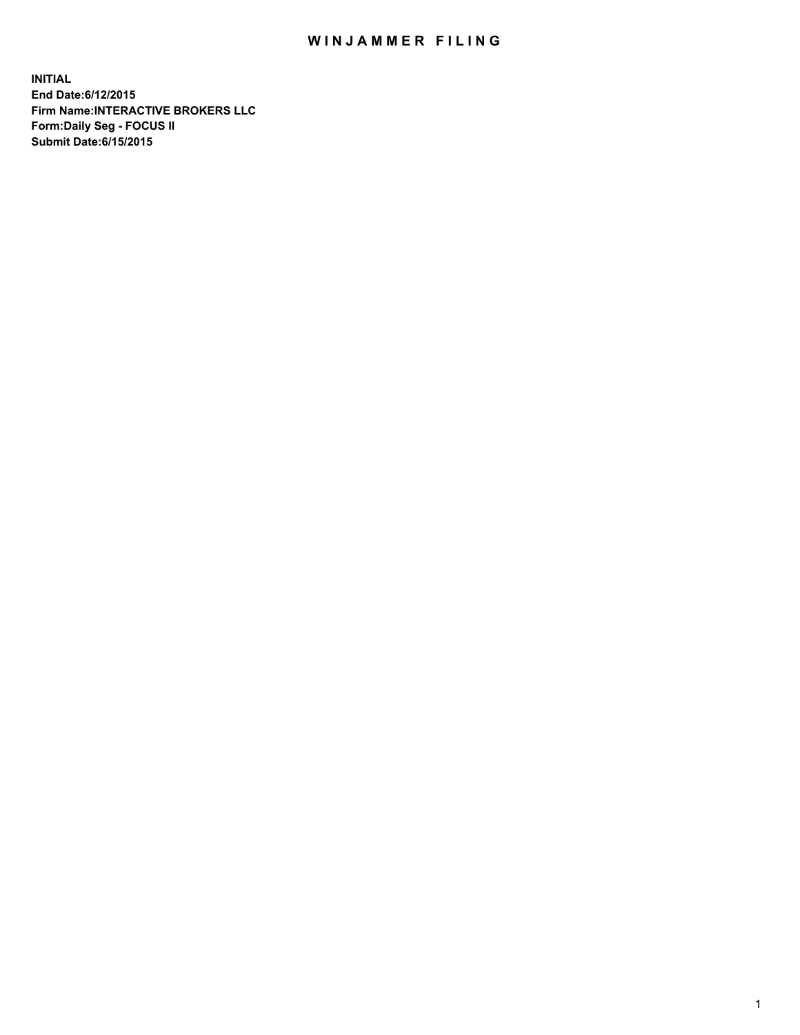# WINJAMMER FILING

**INITIAL**
**End Date:6/12/2015**
**Firm Name:INTERACTIVE BROKERS LLC**
**Form:Daily Seg - FOCUS II**
**Submit Date:6/15/2015**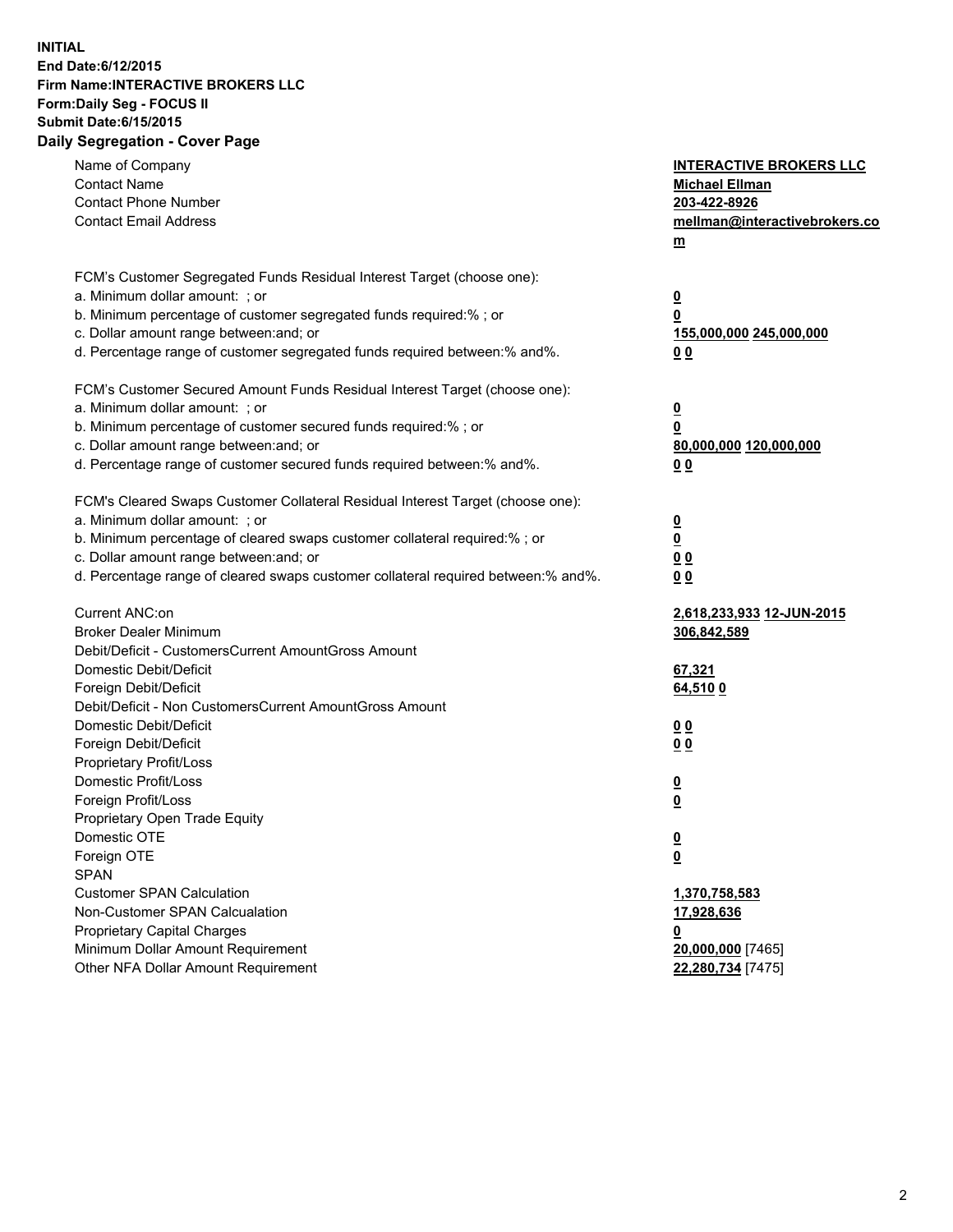**INITIAL**
**End Date:6/12/2015**
**Firm Name:INTERACTIVE BROKERS LLC**
**Form:Daily Seg - FOCUS II**
**Submit Date:6/15/2015**

## Daily Segregation - Cover Page

| | |
|---|---|
| Name of Company | **INTERACTIVE BROKERS LLC** |
| Contact Name | **Michael Ellman** |
| Contact Phone Number | **203-422-8926** |
| Contact Email Address | **mellman@interactivebrokers.com** |
| FCM's Customer Segregated Funds Residual Interest Target (choose one): | |
| a. Minimum dollar amount: ; or | **0** |
| b. Minimum percentage of customer segregated funds required:% ; or | **0** |
| c. Dollar amount range between:and; or | **155,000,000 245,000,000** |
| d. Percentage range of customer segregated funds required between:% and%. | **0 0** |
| FCM's Customer Secured Amount Funds Residual Interest Target (choose one): | |
| a. Minimum dollar amount: ; or | **0** |
| b. Minimum percentage of customer secured funds required:% ; or | **0** |
| c. Dollar amount range between:and; or | **80,000,000 120,000,000** |
| d. Percentage range of customer secured funds required between:% and%. | **0 0** |
| FCM's Cleared Swaps Customer Collateral Residual Interest Target (choose one): | |
| a. Minimum dollar amount: ; or | **0** |
| b. Minimum percentage of cleared swaps customer collateral required:% ; or | **0** |
| c. Dollar amount range between:and; or | **0 0** |
| d. Percentage range of cleared swaps customer collateral required between:% and%. | **0 0** |
| Current ANC:on | **2,618,233,933 12-JUN-2015** |
| Broker Dealer Minimum | **306,842,589** |
| Debit/Deficit - CustomersCurrent AmountGross Amount | |
| Domestic Debit/Deficit | **67,321** |
| Foreign Debit/Deficit | **64,510 0** |
| Debit/Deficit - Non CustomersCurrent AmountGross Amount | |
| Domestic Debit/Deficit | **0 0** |
| Foreign Debit/Deficit | **0 0** |
| Proprietary Profit/Loss | |
| Domestic Profit/Loss | **0** |
| Foreign Profit/Loss | **0** |
| Proprietary Open Trade Equity | |
| Domestic OTE | **0** |
| Foreign OTE | **0** |
| SPAN | |
| Customer SPAN Calculation | **1,370,758,583** |
| Non-Customer SPAN Calcualation | **17,928,636** |
| Proprietary Capital Charges | **0** |
| Minimum Dollar Amount Requirement | **20,000,000** [7465] |
| Other NFA Dollar Amount Requirement | **22,280,734** [7475] |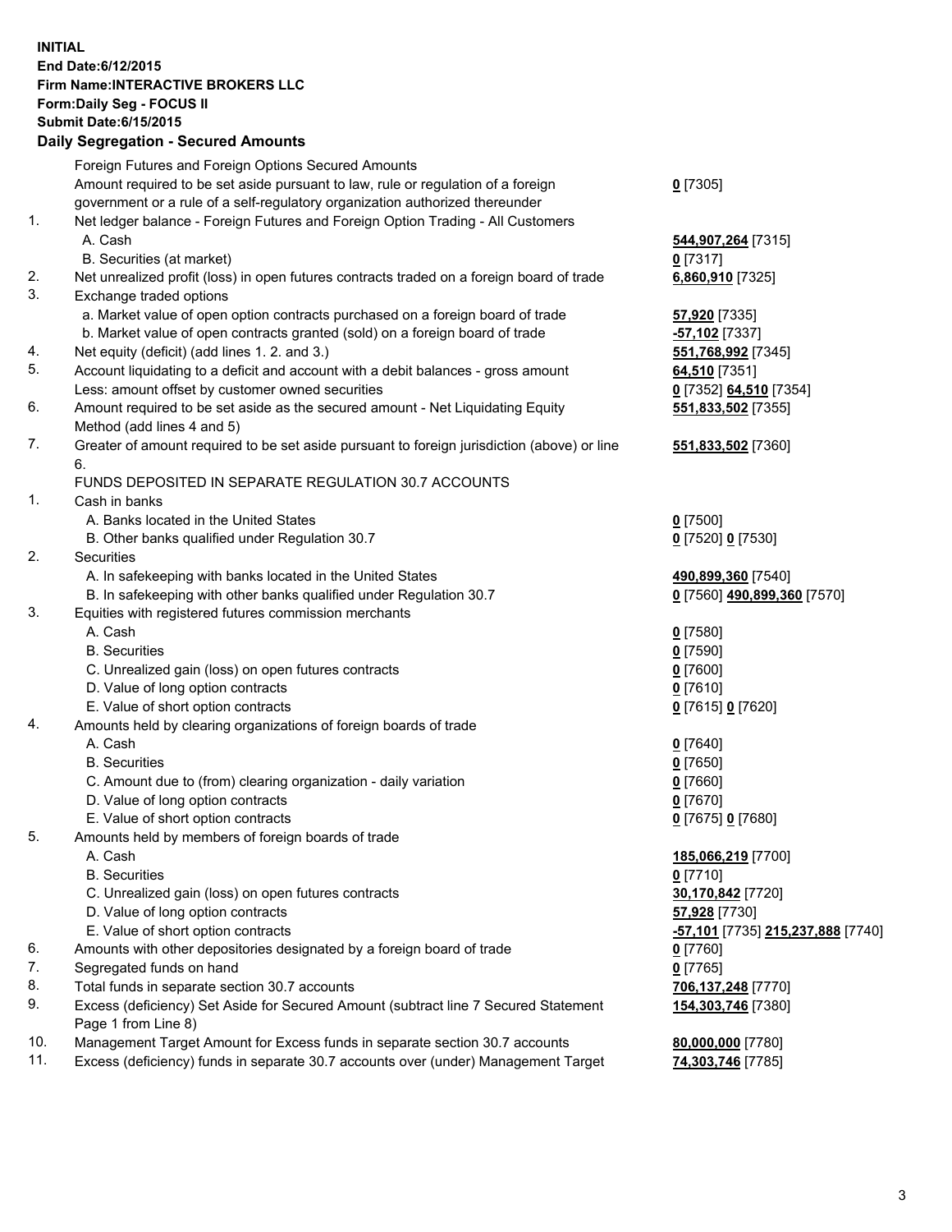**INITIAL**
**End Date:6/12/2015**
**Firm Name:INTERACTIVE BROKERS LLC**
**Form:Daily Seg - FOCUS II**
**Submit Date:6/15/2015**

**Daily Segregation - Secured Amounts**

| | | |
|---|---|---|
| | Foreign Futures and Foreign Options Secured Amounts | |
| | Amount required to be set aside pursuant to law, rule or regulation of a foreign government or a rule of a self-regulatory organization authorized thereunder | **0** [7305] |
| 1. | Net ledger balance - Foreign Futures and Foreign Option Trading - All Customers | |
| | A. Cash | **544,907,264** [7315] |
| | B. Securities (at market) | **0** [7317] |
| 2. | Net unrealized profit (loss) in open futures contracts traded on a foreign board of trade | **6,860,910** [7325] |
| 3. | Exchange traded options | |
| | a. Market value of open option contracts purchased on a foreign board of trade | **57,920** [7335] |
| | b. Market value of open contracts granted (sold) on a foreign board of trade | **-57,102** [7337] |
| 4. | Net equity (deficit) (add lines 1. 2. and 3.) | **551,768,992** [7345] |
| 5. | Account liquidating to a deficit and account with a debit balances - gross amount | **64,510** [7351] |
| | Less: amount offset by customer owned securities | **0** [7352] **64,510** [7354] |
| 6. | Amount required to be set aside as the secured amount - Net Liquidating Equity Method (add lines 4 and 5) | **551,833,502** [7355] |
| 7. | Greater of amount required to be set aside pursuant to foreign jurisdiction (above) or line 6. | **551,833,502** [7360] |
| | FUNDS DEPOSITED IN SEPARATE REGULATION 30.7 ACCOUNTS | |
| 1. | Cash in banks | |
| | A. Banks located in the United States | **0** [7500] |
| | B. Other banks qualified under Regulation 30.7 | **0** [7520] **0** [7530] |
| 2. | Securities | |
| | A. In safekeeping with banks located in the United States | **490,899,360** [7540] |
| | B. In safekeeping with other banks qualified under Regulation 30.7 | **0** [7560] **490,899,360** [7570] |
| 3. | Equities with registered futures commission merchants | |
| | A. Cash | **0** [7580] |
| | B. Securities | **0** [7590] |
| | C. Unrealized gain (loss) on open futures contracts | **0** [7600] |
| | D. Value of long option contracts | **0** [7610] |
| | E. Value of short option contracts | **0** [7615] **0** [7620] |
| 4. | Amounts held by clearing organizations of foreign boards of trade | |
| | A. Cash | **0** [7640] |
| | B. Securities | **0** [7650] |
| | C. Amount due to (from) clearing organization - daily variation | **0** [7660] |
| | D. Value of long option contracts | **0** [7670] |
| | E. Value of short option contracts | **0** [7675] **0** [7680] |
| 5. | Amounts held by members of foreign boards of trade | |
| | A. Cash | **185,066,219** [7700] |
| | B. Securities | **0** [7710] |
| | C. Unrealized gain (loss) on open futures contracts | **30,170,842** [7720] |
| | D. Value of long option contracts | **57,928** [7730] |
| | E. Value of short option contracts | **-57,101** [7735] **215,237,888** [7740] |
| 6. | Amounts with other depositories designated by a foreign board of trade | **0** [7760] |
| 7. | Segregated funds on hand | **0** [7765] |
| 8. | Total funds in separate section 30.7 accounts | **706,137,248** [7770] |
| 9. | Excess (deficiency) Set Aside for Secured Amount (subtract line 7 Secured Statement Page 1 from Line 8) | **154,303,746** [7380] |
| 10. | Management Target Amount for Excess funds in separate section 30.7 accounts | **80,000,000** [7780] |
| 11. | Excess (deficiency) funds in separate 30.7 accounts over (under) Management Target | **74,303,746** [7785] |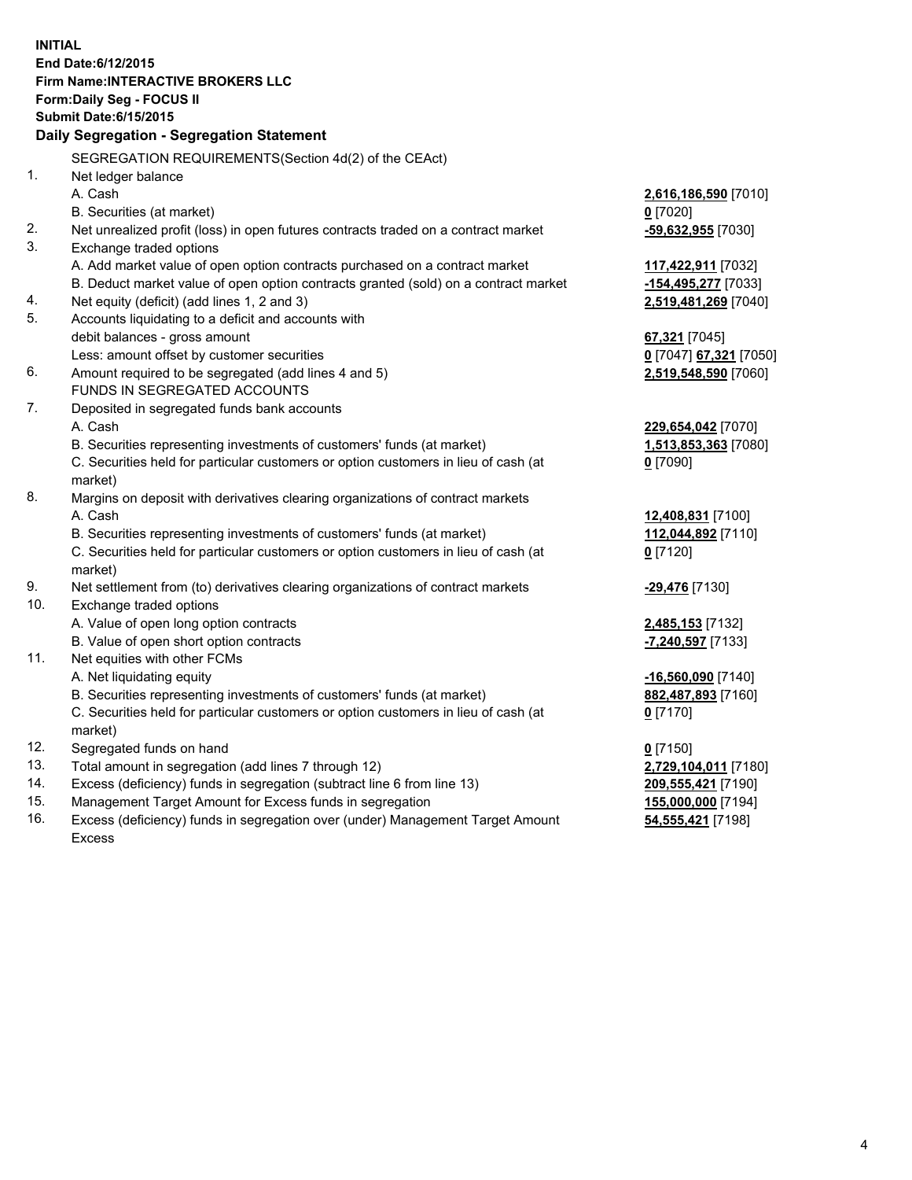**INITIAL**
**End Date:6/12/2015**
**Firm Name:INTERACTIVE BROKERS LLC**
**Form:Daily Seg - FOCUS II**
**Submit Date:6/15/2015**

**Daily Segregation - Segregation Statement**

SEGREGATION REQUIREMENTS(Section 4d(2) of the CEAct)

| | | |
|---|---|---|
| 1. | Net ledger balance | |
| | A. Cash | **2,616,186,590** [7010] |
| | B. Securities (at market) | **0** [7020] |
| 2. | Net unrealized profit (loss) in open futures contracts traded on a contract market | **-59,632,955** [7030] |
| 3. | Exchange traded options | |
| | A. Add market value of open option contracts purchased on a contract market | **117,422,911** [7032] |
| | B. Deduct market value of open option contracts granted (sold) on a contract market | **-154,495,277** [7033] |
| 4. | Net equity (deficit) (add lines 1, 2 and 3) | **2,519,481,269** [7040] |
| 5. | Accounts liquidating to a deficit and accounts with debit balances - gross amount | **67,321** [7045] |
| | Less: amount offset by customer securities | **0** [7047] **67,321** [7050] |
| 6. | Amount required to be segregated (add lines 4 and 5) | **2,519,548,590** [7060] |
| | FUNDS IN SEGREGATED ACCOUNTS | |
| 7. | Deposited in segregated funds bank accounts | |
| | A. Cash | **229,654,042** [7070] |
| | B. Securities representing investments of customers' funds (at market) | **1,513,853,363** [7080] |
| | C. Securities held for particular customers or option customers in lieu of cash (at market) | **0** [7090] |
| 8. | Margins on deposit with derivatives clearing organizations of contract markets | |
| | A. Cash | **12,408,831** [7100] |
| | B. Securities representing investments of customers' funds (at market) | **112,044,892** [7110] |
| | C. Securities held for particular customers or option customers in lieu of cash (at market) | **0** [7120] |
| 9. | Net settlement from (to) derivatives clearing organizations of contract markets | **-29,476** [7130] |
| 10. | Exchange traded options | |
| | A. Value of open long option contracts | **2,485,153** [7132] |
| | B. Value of open short option contracts | **-7,240,597** [7133] |
| 11. | Net equities with other FCMs | |
| | A. Net liquidating equity | **-16,560,090** [7140] |
| | B. Securities representing investments of customers' funds (at market) | **882,487,893** [7160] |
| | C. Securities held for particular customers or option customers in lieu of cash (at market) | **0** [7170] |
| 12. | Segregated funds on hand | **0** [7150] |
| 13. | Total amount in segregation (add lines 7 through 12) | **2,729,104,011** [7180] |
| 14. | Excess (deficiency) funds in segregation (subtract line 6 from line 13) | **209,555,421** [7190] |
| 15. | Management Target Amount for Excess funds in segregation | **155,000,000** [7194] |
| 16. | Excess (deficiency) funds in segregation over (under) Management Target Amount Excess | **54,555,421** [7198] |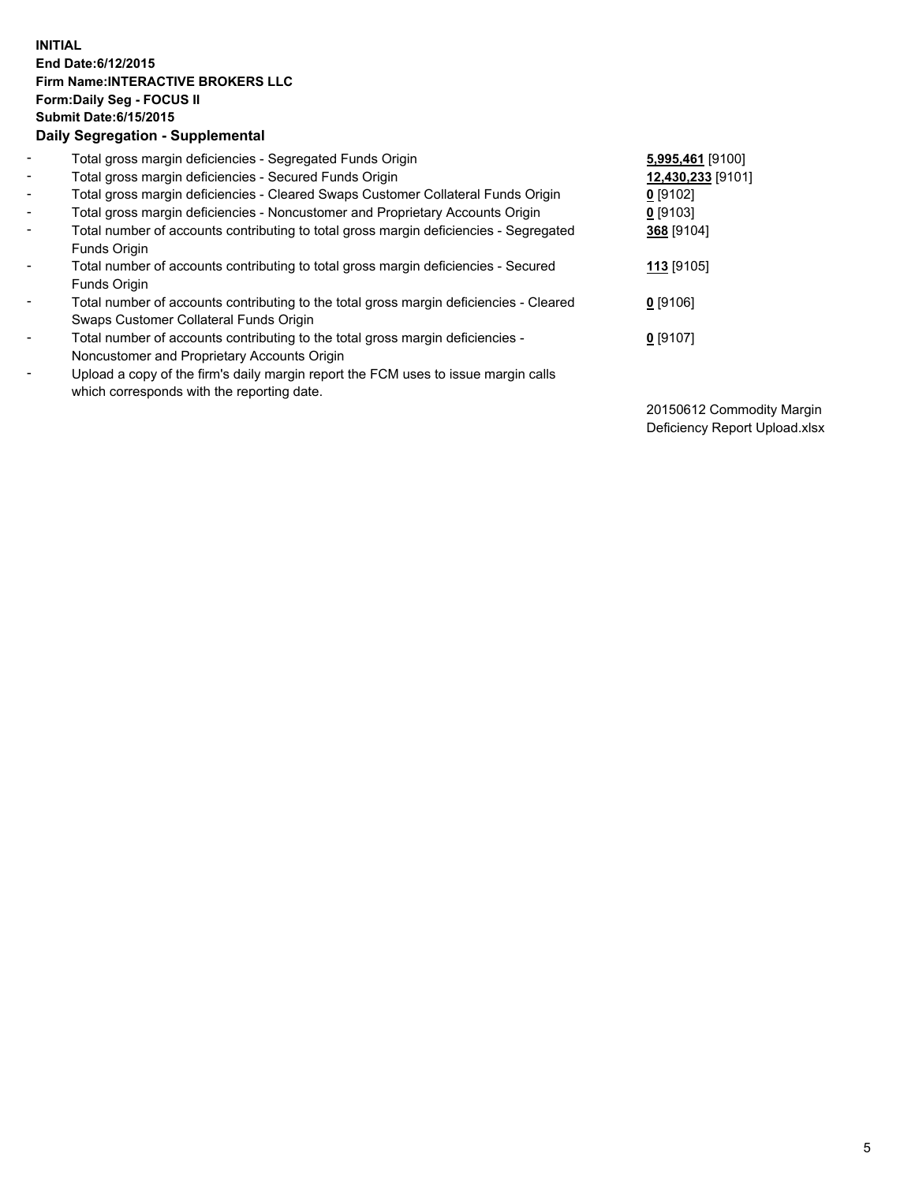**INITIAL**
**End Date:6/12/2015**
**Firm Name:INTERACTIVE BROKERS LLC**
**Form:Daily Seg - FOCUS II**
**Submit Date:6/15/2015**

**Daily Segregation - Supplemental**

- Total gross margin deficiencies - Segregated Funds Origin — **5,995,461** [9100]
- Total gross margin deficiencies - Secured Funds Origin — **12,430,233** [9101]
- Total gross margin deficiencies - Cleared Swaps Customer Collateral Funds Origin — **0** [9102]
- Total gross margin deficiencies - Noncustomer and Proprietary Accounts Origin — **0** [9103]
- Total number of accounts contributing to total gross margin deficiencies - Segregated Funds Origin — **368** [9104]
- Total number of accounts contributing to total gross margin deficiencies - Secured Funds Origin — **113** [9105]
- Total number of accounts contributing to the total gross margin deficiencies - Cleared Swaps Customer Collateral Funds Origin — **0** [9106]
- Total number of accounts contributing to the total gross margin deficiencies - Noncustomer and Proprietary Accounts Origin — **0** [9107]
- Upload a copy of the firm's daily margin report the FCM uses to issue margin calls which corresponds with the reporting date. — 20150612 Commodity Margin Deficiency Report Upload.xlsx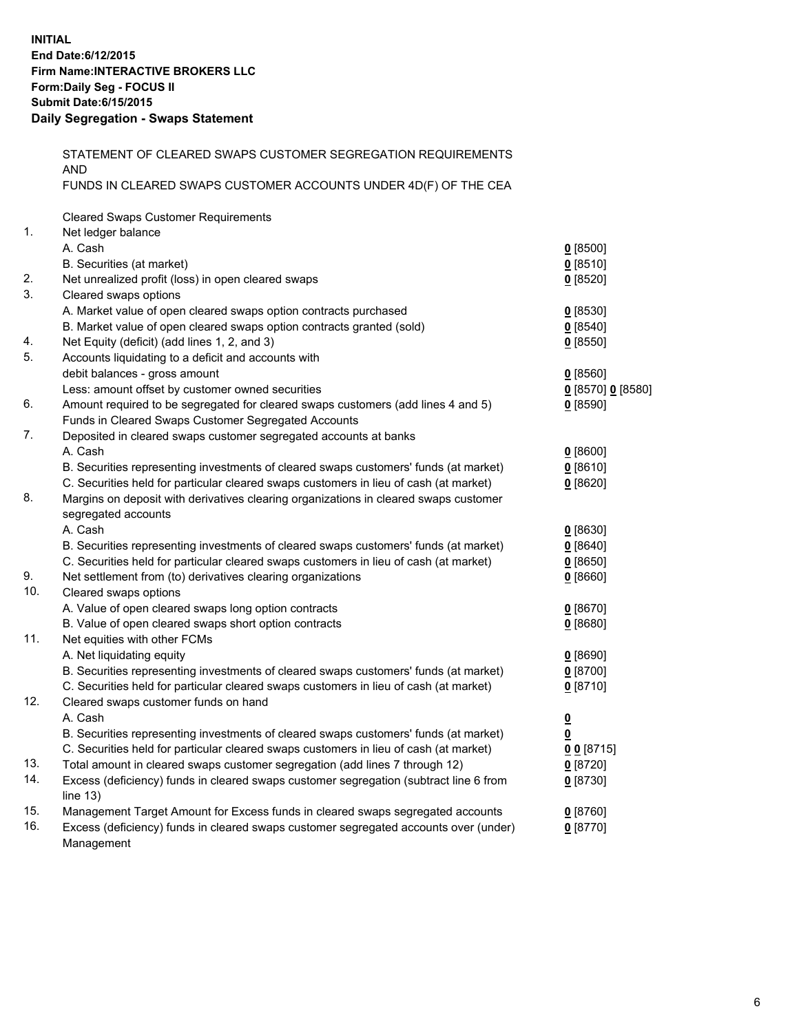**INITIAL**
**End Date:6/12/2015**
**Firm Name:INTERACTIVE BROKERS LLC**
**Form:Daily Seg - FOCUS II**
**Submit Date:6/15/2015**
**Daily Segregation - Swaps Statement**

STATEMENT OF CLEARED SWAPS CUSTOMER SEGREGATION REQUIREMENTS AND FUNDS IN CLEARED SWAPS CUSTOMER ACCOUNTS UNDER 4D(F) OF THE CEA

| | | |
|---|---|---|
| | Cleared Swaps Customer Requirements | |
| 1. | Net ledger balance | |
| | A. Cash | 0 [8500] |
| | B. Securities (at market) | 0 [8510] |
| 2. | Net unrealized profit (loss) in open cleared swaps | 0 [8520] |
| 3. | Cleared swaps options | |
| | A. Market value of open cleared swaps option contracts purchased | 0 [8530] |
| | B. Market value of open cleared swaps option contracts granted (sold) | 0 [8540] |
| 4. | Net Equity (deficit) (add lines 1, 2, and 3) | 0 [8550] |
| 5. | Accounts liquidating to a deficit and accounts with debit balances - gross amount | 0 [8560] |
| | Less: amount offset by customer owned securities | 0 [8570] 0 [8580] |
| 6. | Amount required to be segregated for cleared swaps customers (add lines 4 and 5) | 0 [8590] |
| | Funds in Cleared Swaps Customer Segregated Accounts | |
| 7. | Deposited in cleared swaps customer segregated accounts at banks | |
| | A. Cash | 0 [8600] |
| | B. Securities representing investments of cleared swaps customers' funds (at market) | 0 [8610] |
| | C. Securities held for particular cleared swaps customers in lieu of cash (at market) | 0 [8620] |
| 8. | Margins on deposit with derivatives clearing organizations in cleared swaps customer segregated accounts | |
| | A. Cash | 0 [8630] |
| | B. Securities representing investments of cleared swaps customers' funds (at market) | 0 [8640] |
| | C. Securities held for particular cleared swaps customers in lieu of cash (at market) | 0 [8650] |
| 9. | Net settlement from (to) derivatives clearing organizations | 0 [8660] |
| 10. | Cleared swaps options | |
| | A. Value of open cleared swaps long option contracts | 0 [8670] |
| | B. Value of open cleared swaps short option contracts | 0 [8680] |
| 11. | Net equities with other FCMs | |
| | A. Net liquidating equity | 0 [8690] |
| | B. Securities representing investments of cleared swaps customers' funds (at market) | 0 [8700] |
| | C. Securities held for particular cleared swaps customers in lieu of cash (at market) | 0 [8710] |
| 12. | Cleared swaps customer funds on hand | |
| | A. Cash | 0 |
| | B. Securities representing investments of cleared swaps customers' funds (at market) | 0 |
| | C. Securities held for particular cleared swaps customers in lieu of cash (at market) | 0 0 [8715] |
| 13. | Total amount in cleared swaps customer segregation (add lines 7 through 12) | 0 [8720] |
| 14. | Excess (deficiency) funds in cleared swaps customer segregation (subtract line 6 from line 13) | 0 [8730] |
| 15. | Management Target Amount for Excess funds in cleared swaps segregated accounts | 0 [8760] |
| 16. | Excess (deficiency) funds in cleared swaps customer segregated accounts over (under) Management | 0 [8770] |